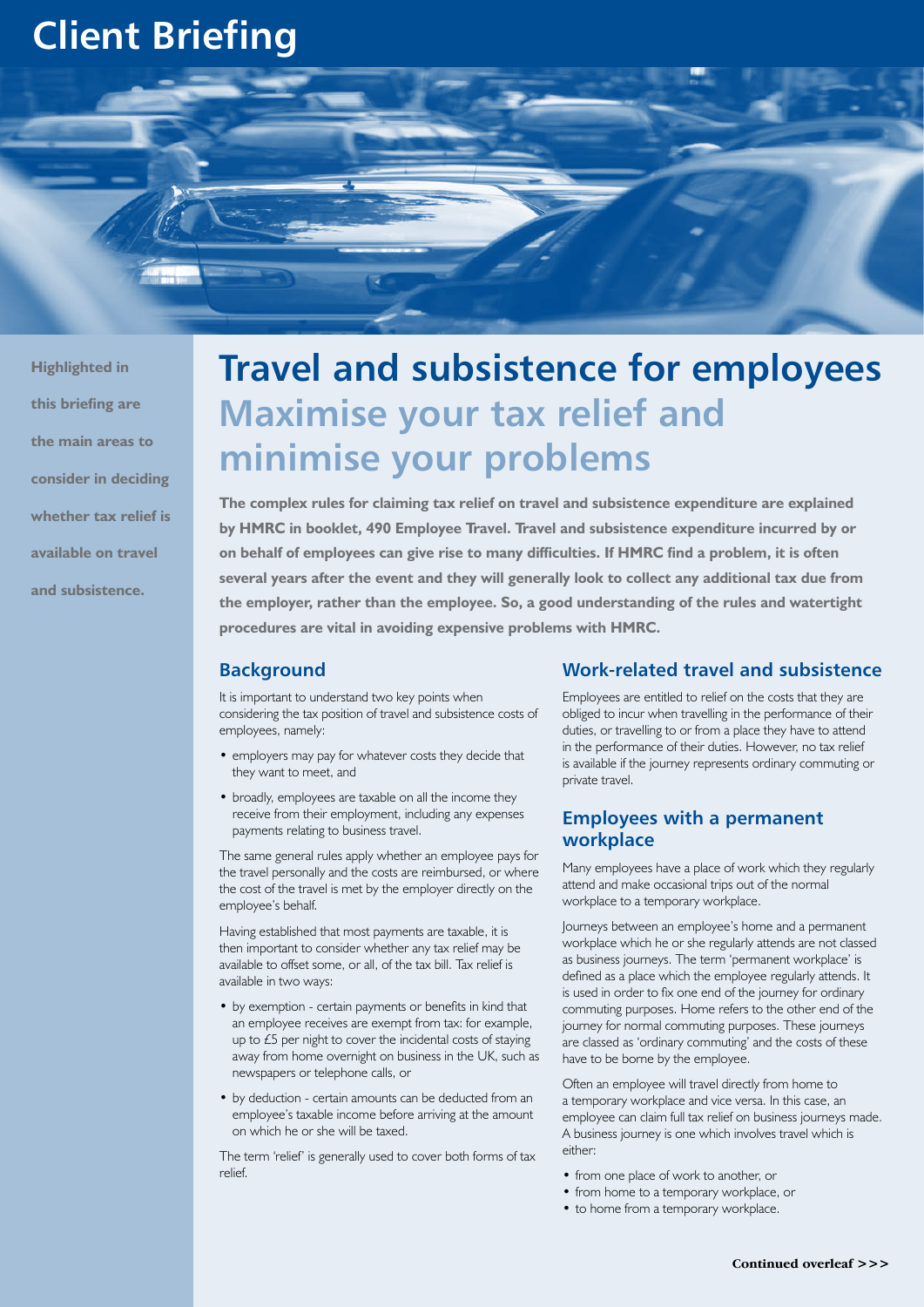# Client Briefing

Highlighted in this briefing are the main areas to consider in deciding whether tax relief is available on travel and subsistence.

# Travel and subsistence for employees

## Maximise your tax relief and minimise your problems

**The complex rules for claiming tax relief on travel and subsistence expenditure are explained by HMRC in booklet, 490 Employee Travel. Travel and subsistence expenditure incurred by or on behalf of employees can give rise to many difficulties. If HMRC find a problem, it is often several years after the event and they will generally look to collect any additional tax due from the employer, rather than the employee. So, a good understanding of the rules and watertight procedures are vital in avoiding expensive problems with HMRC.**

### Background

It is important to understand two key points when considering the tax position of travel and subsistence costs of employees, namely:

- employers may pay for whatever costs they decide that they want to meet, and
- broadly, employees are taxable on all the income they receive from their employment, including any expenses payments relating to business travel.

The same general rules apply whether an employee pays for the travel personally and the costs are reimbursed, or where the cost of the travel is met by the employer directly on the employee's behalf.

Having established that most payments are taxable, it is then important to consider whether any tax relief may be available to offset some, or all, of the tax bill. Tax relief is available in two ways:

- by exemption - certain payments or benefits in kind that an employee receives are exempt from tax: for example, up to £5 per night to cover the incidental costs of staying away from home overnight on business in the UK, such as newspapers or telephone calls, or
- by deduction - certain amounts can be deducted from an employee's taxable income before arriving at the amount on which he or she will be taxed.

The term 'relief' is generally used to cover both forms of tax relief.

### Work-related travel and subsistence

Employees are entitled to relief on the costs that they are obliged to incur when travelling in the performance of their duties, or travelling to or from a place they have to attend in the performance of their duties. However, no tax relief is available if the journey represents ordinary commuting or private travel.

### Employees with a permanent workplace

Many employees have a place of work which they regularly attend and make occasional trips out of the normal workplace to a temporary workplace.

Journeys between an employee's home and a permanent workplace which he or she regularly attends are not classed as business journeys. The term 'permanent workplace' is defined as a place which the employee regularly attends. It is used in order to fix one end of the journey for ordinary commuting purposes. Home refers to the other end of the journey for normal commuting purposes. These journeys are classed as 'ordinary commuting' and the costs of these have to be borne by the employee.

Often an employee will travel directly from home to a temporary workplace and vice versa. In this case, an employee can claim full tax relief on business journeys made. A business journey is one which involves travel which is either:

- from one place of work to another, or
- from home to a temporary workplace, or
- to home from a temporary workplace.

**Continued overleaf >>>**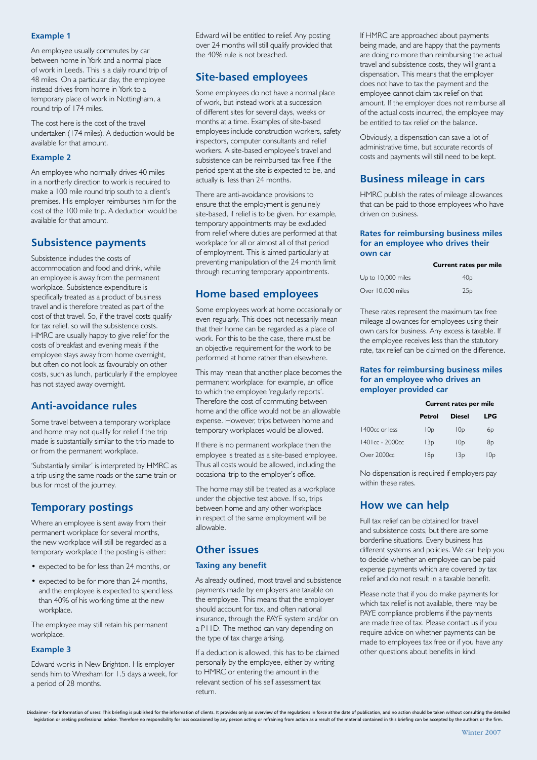### Example 1

An employee usually commutes by car between home in York and a normal place of work in Leeds. This is a daily round trip of 48 miles. On a particular day, the employee instead drives from home in York to a temporary place of work in Nottingham, a round trip of 174 miles.

The cost here is the cost of the travel undertaken (174 miles). A deduction would be available for that amount.

### Example 2

An employee who normally drives 40 miles in a northerly direction to work is required to make a 100 mile round trip south to a client's premises. His employer reimburses him for the cost of the 100 mile trip. A deduction would be available for that amount.

## Subsistence payments

Subsistence includes the costs of accommodation and food and drink, while an employee is away from the permanent workplace. Subsistence expenditure is specifically treated as a product of business travel and is therefore treated as part of the cost of that travel. So, if the travel costs qualify for tax relief, so will the subsistence costs. HMRC are usually happy to give relief for the costs of breakfast and evening meals if the employee stays away from home overnight, but often do not look as favourably on other costs, such as lunch, particularly if the employee has not stayed away overnight.

## Anti-avoidance rules

Some travel between a temporary workplace and home may not qualify for relief if the trip made is substantially similar to the trip made to or from the permanent workplace.

'Substantially similar' is interpreted by HMRC as a trip using the same roads or the same train or bus for most of the journey.

## Temporary postings

Where an employee is sent away from their permanent workplace for several months, the new workplace will still be regarded as a temporary workplace if the posting is either:

- expected to be for less than 24 months, or
- expected to be for more than 24 months, and the employee is expected to spend less than 40% of his working time at the new workplace.

The employee may still retain his permanent workplace.

### Example 3

Edward works in New Brighton. His employer sends him to Wrexham for 1.5 days a week, for a period of 28 months.

Edward will be entitled to relief. Any posting over 24 months will still qualify provided that the 40% rule is not breached.

## Site-based employees

Some employees do not have a normal place of work, but instead work at a succession of different sites for several days, weeks or months at a time. Examples of site-based employees include construction workers, safety inspectors, computer consultants and relief workers. A site-based employee's travel and subsistence can be reimbursed tax free if the period spent at the site is expected to be, and actually is, less than 24 months.

There are anti-avoidance provisions to ensure that the employment is genuinely site-based, if relief is to be given. For example, temporary appointments may be excluded from relief where duties are performed at that workplace for all or almost all of that period of employment. This is aimed particularly at preventing manipulation of the 24 month limit through recurring temporary appointments.

## Home based employees

Some employees work at home occasionally or even regularly. This does not necessarily mean that their home can be regarded as a place of work. For this to be the case, there must be an objective requirement for the work to be performed at home rather than elsewhere.

This may mean that another place becomes the permanent workplace: for example, an office to which the employee 'regularly reports'. Therefore the cost of commuting between home and the office would not be an allowable expense. However, trips between home and temporary workplaces would be allowed.

If there is no permanent workplace then the employee is treated as a site-based employee. Thus all costs would be allowed, including the occasional trip to the employer's office.

The home may still be treated as a workplace under the objective test above. If so, trips between home and any other workplace in respect of the same employment will be allowable.

## Other issues

### Taxing any benefit

As already outlined, most travel and subsistence payments made by employers are taxable on the employee. This means that the employer should account for tax, and often national insurance, through the PAYE system and/or on a P11D. The method can vary depending on the type of tax charge arising.

If a deduction is allowed, this has to be claimed personally by the employee, either by writing to HMRC or entering the amount in the relevant section of his self assessment tax return.

If HMRC are approached about payments being made, and are happy that the payments are doing no more than reimbursing the actual travel and subsistence costs, they will grant a dispensation. This means that the employer does not have to tax the payment and the employee cannot claim tax relief on that amount. If the employer does not reimburse all of the actual costs incurred, the employee may be entitled to tax relief on the balance.

Obviously, a dispensation can save a lot of administrative time, but accurate records of costs and payments will still need to be kept.

## Business mileage in cars

HMRC publish the rates of mileage allowances that can be paid to those employees who have driven on business.

### Rates for reimbursing business miles for an employee who drives their own car

| | Current rates per mile |
|---|---|
| Up to 10,000 miles | 40p |
| Over 10,000 miles | 25p |

These rates represent the maximum tax free mileage allowances for employees using their own cars for business. Any excess is taxable. If the employee receives less than the statutory rate, tax relief can be claimed on the difference.

### Rates for reimbursing business miles for an employee who drives an employer provided car

| | Current rates per mile | | |
|---|---|---|---|
| | Petrol | Diesel | LPG |
| 1400cc or less | 10p | 10p | 6p |
| 1401cc - 2000cc | 13p | 10p | 8p |
| Over 2000cc | 18p | 13p | 10p |

No dispensation is required if employers pay within these rates.

## How we can help

Full tax relief can be obtained for travel and subsistence costs, but there are some borderline situations. Every business has different systems and policies. We can help you to decide whether an employee can be paid expense payments which are covered by tax relief and do not result in a taxable benefit.

Please note that if you do make payments for which tax relief is not available, there may be PAYE compliance problems if the payments are made free of tax. Please contact us if you require advice on whether payments can be made to employees tax free or if you have any other questions about benefits in kind.

Disclaimer - for information of users: This briefing is published for the information of clients. It provides only an overview of the regulations in force at the date of publication, and no action should be taken without consulting the detailed legislation or seeking professional advice. Therefore no responsibility for loss occasioned by any person acting or refraining from action as a result of the material contained in this briefing can be accepted by the authors or the firm.

Winter 2007